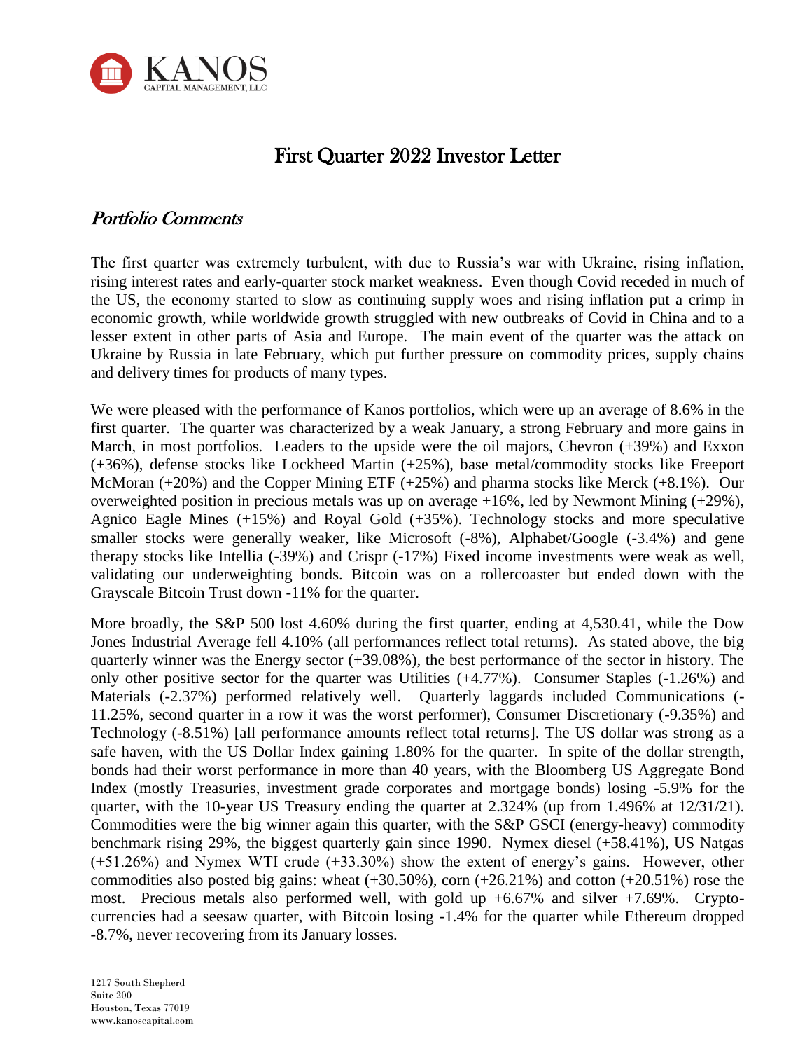KANOS
CAPITAL MANAGEMENT, LLC

# First Quarter 2022 Investor Letter

## *Portfolio Comments*

The first quarter was extremely turbulent, with due to Russia's war with Ukraine, rising inflation, rising interest rates and early-quarter stock market weakness. Even though Covid receded in much of the US, the economy started to slow as continuing supply woes and rising inflation put a crimp in economic growth, while worldwide growth struggled with new outbreaks of Covid in China and to a lesser extent in other parts of Asia and Europe. The main event of the quarter was the attack on Ukraine by Russia in late February, which put further pressure on commodity prices, supply chains and delivery times for products of many types.

We were pleased with the performance of Kanos portfolios, which were up an average of 8.6% in the first quarter. The quarter was characterized by a weak January, a strong February and more gains in March, in most portfolios. Leaders to the upside were the oil majors, Chevron (+39%) and Exxon (+36%), defense stocks like Lockheed Martin (+25%), base metal/commodity stocks like Freeport McMoran (+20%) and the Copper Mining ETF (+25%) and pharma stocks like Merck (+8.1%). Our overweighted position in precious metals was up on average +16%, led by Newmont Mining (+29%), Agnico Eagle Mines (+15%) and Royal Gold (+35%). Technology stocks and more speculative smaller stocks were generally weaker, like Microsoft (-8%), Alphabet/Google (-3.4%) and gene therapy stocks like Intellia (-39%) and Crispr (-17%) Fixed income investments were weak as well, validating our underweighting bonds. Bitcoin was on a rollercoaster but ended down with the Grayscale Bitcoin Trust down -11% for the quarter.

More broadly, the S&P 500 lost 4.60% during the first quarter, ending at 4,530.41, while the Dow Jones Industrial Average fell 4.10% (all performances reflect total returns). As stated above, the big quarterly winner was the Energy sector (+39.08%), the best performance of the sector in history. The only other positive sector for the quarter was Utilities (+4.77%). Consumer Staples (-1.26%) and Materials (-2.37%) performed relatively well. Quarterly laggards included Communications (-11.25%, second quarter in a row it was the worst performer), Consumer Discretionary (-9.35%) and Technology (-8.51%) [all performance amounts reflect total returns]. The US dollar was strong as a safe haven, with the US Dollar Index gaining 1.80% for the quarter. In spite of the dollar strength, bonds had their worst performance in more than 40 years, with the Bloomberg US Aggregate Bond Index (mostly Treasuries, investment grade corporates and mortgage bonds) losing -5.9% for the quarter, with the 10-year US Treasury ending the quarter at 2.324% (up from 1.496% at 12/31/21). Commodities were the big winner again this quarter, with the S&P GSCI (energy-heavy) commodity benchmark rising 29%, the biggest quarterly gain since 1990. Nymex diesel (+58.41%), US Natgas (+51.26%) and Nymex WTI crude (+33.30%) show the extent of energy's gains. However, other commodities also posted big gains: wheat (+30.50%), corn (+26.21%) and cotton (+20.51%) rose the most. Precious metals also performed well, with gold up +6.67% and silver +7.69%. Crypto-currencies had a seesaw quarter, with Bitcoin losing -1.4% for the quarter while Ethereum dropped -8.7%, never recovering from its January losses.

1217 South Shepherd
Suite 200
Houston, Texas 77019
www.kanoscapital.com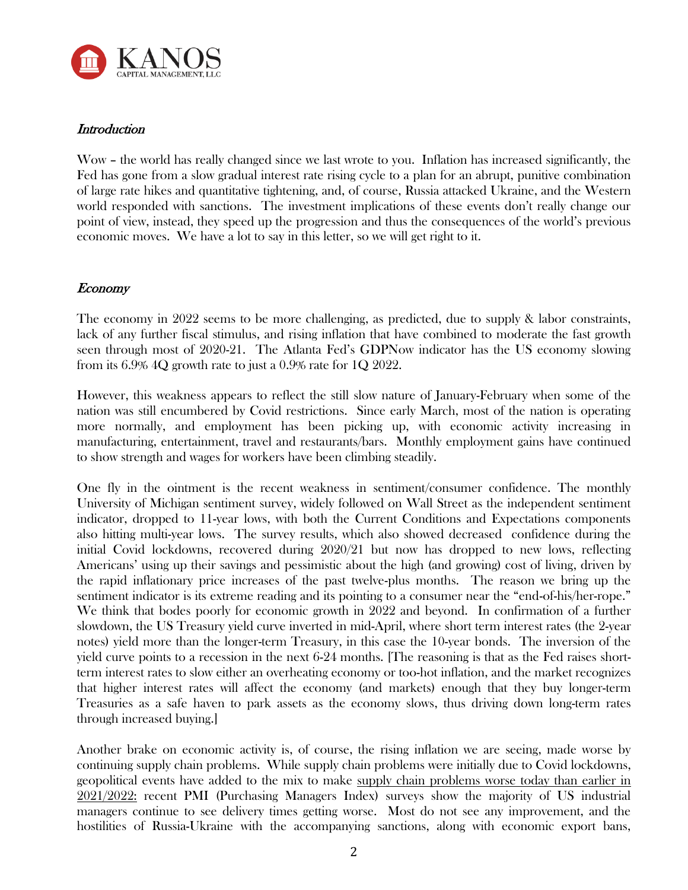## *Introduction*

Wow – the world has really changed since we last wrote to you. Inflation has increased significantly, the Fed has gone from a slow gradual interest rate rising cycle to a plan for an abrupt, punitive combination of large rate hikes and quantitative tightening, and, of course, Russia attacked Ukraine, and the Western world responded with sanctions. The investment implications of these events don't really change our point of view, instead, they speed up the progression and thus the consequences of the world's previous economic moves. We have a lot to say in this letter, so we will get right to it.

## *Economy*

The economy in 2022 seems to be more challenging, as predicted, due to supply & labor constraints, lack of any further fiscal stimulus, and rising inflation that have combined to moderate the fast growth seen through most of 2020-21. The Atlanta Fed's GDPNow indicator has the US economy slowing from its 6.9% 4Q growth rate to just a 0.9% rate for 1Q 2022.

However, this weakness appears to reflect the still slow nature of January-February when some of the nation was still encumbered by Covid restrictions. Since early March, most of the nation is operating more normally, and employment has been picking up, with economic activity increasing in manufacturing, entertainment, travel and restaurants/bars. Monthly employment gains have continued to show strength and wages for workers have been climbing steadily.

One fly in the ointment is the recent weakness in sentiment/consumer confidence. The monthly University of Michigan sentiment survey, widely followed on Wall Street as the independent sentiment indicator, dropped to 11-year lows, with both the Current Conditions and Expectations components also hitting multi-year lows. The survey results, which also showed decreased confidence during the initial Covid lockdowns, recovered during 2020/21 but now has dropped to new lows, reflecting Americans' using up their savings and pessimistic about the high (and growing) cost of living, driven by the rapid inflationary price increases of the past twelve-plus months. The reason we bring up the sentiment indicator is its extreme reading and its pointing to a consumer near the "end-of-his/her-rope." We think that bodes poorly for economic growth in 2022 and beyond. In confirmation of a further slowdown, the US Treasury yield curve inverted in mid-April, where short term interest rates (the 2-year notes) yield more than the longer-term Treasury, in this case the 10-year bonds. The inversion of the yield curve points to a recession in the next 6-24 months. [The reasoning is that as the Fed raises short-term interest rates to slow either an overheating economy or too-hot inflation, and the market recognizes that higher interest rates will affect the economy (and markets) enough that they buy longer-term Treasuries as a safe haven to park assets as the economy slows, thus driving down long-term rates through increased buying.]

Another brake on economic activity is, of course, the rising inflation we are seeing, made worse by continuing supply chain problems. While supply chain problems were initially due to Covid lockdowns, geopolitical events have added to the mix to make <u>supply chain problems worse today than earlier in 2021/2022:</u> recent PMI (Purchasing Managers Index) surveys show the majority of US industrial managers continue to see delivery times getting worse. Most do not see any improvement, and the hostilities of Russia-Ukraine with the accompanying sanctions, along with economic export bans,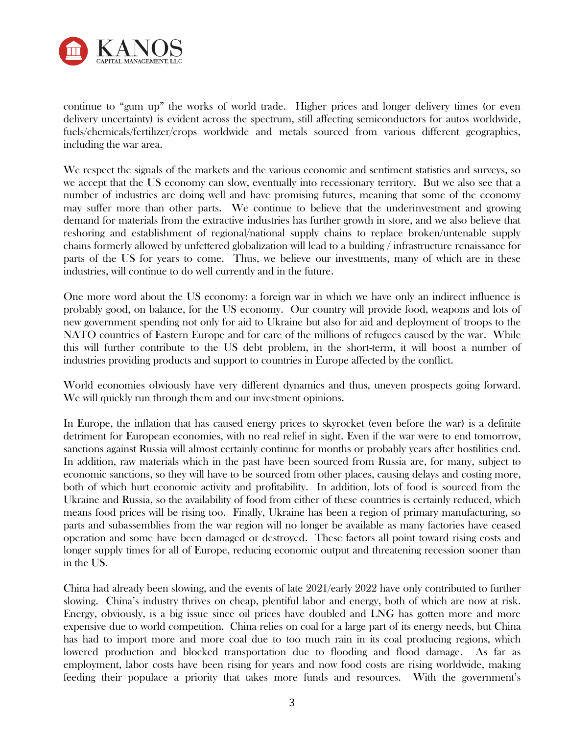continue to "gum up" the works of world trade. Higher prices and longer delivery times (or even delivery uncertainty) is evident across the spectrum, still affecting semiconductors for autos worldwide, fuels/chemicals/fertilizer/crops worldwide and metals sourced from various different geographies, including the war area.

We respect the signals of the markets and the various economic and sentiment statistics and surveys, so we accept that the US economy can slow, eventually into recessionary territory. But we also see that a number of industries are doing well and have promising futures, meaning that some of the economy may suffer more than other parts. We continue to believe that the underinvestment and growing demand for materials from the extractive industries has further growth in store, and we also believe that reshoring and establishment of regional/national supply chains to replace broken/untenable supply chains formerly allowed by unfettered globalization will lead to a building / infrastructure renaissance for parts of the US for years to come. Thus, we believe our investments, many of which are in these industries, will continue to do well currently and in the future.

One more word about the US economy: a foreign war in which we have only an indirect influence is probably good, on balance, for the US economy. Our country will provide food, weapons and lots of new government spending not only for aid to Ukraine but also for aid and deployment of troops to the NATO countries of Eastern Europe and for care of the millions of refugees caused by the war. While this will further contribute to the US debt problem, in the short-term, it will boost a number of industries providing products and support to countries in Europe affected by the conflict.

World economies obviously have very different dynamics and thus, uneven prospects going forward. We will quickly run through them and our investment opinions.

In Europe, the inflation that has caused energy prices to skyrocket (even before the war) is a definite detriment for European economies, with no real relief in sight. Even if the war were to end tomorrow, sanctions against Russia will almost certainly continue for months or probably years after hostilities end. In addition, raw materials which in the past have been sourced from Russia are, for many, subject to economic sanctions, so they will have to be sourced from other places, causing delays and costing more, both of which hurt economic activity and profitability. In addition, lots of food is sourced from the Ukraine and Russia, so the availability of food from either of these countries is certainly reduced, which means food prices will be rising too. Finally, Ukraine has been a region of primary manufacturing, so parts and subassemblies from the war region will no longer be available as many factories have ceased operation and some have been damaged or destroyed. These factors all point toward rising costs and longer supply times for all of Europe, reducing economic output and threatening recession sooner than in the US.

China had already been slowing, and the events of late 2021/early 2022 have only contributed to further slowing. China's industry thrives on cheap, plentiful labor and energy, both of which are now at risk. Energy, obviously, is a big issue since oil prices have doubled and LNG has gotten more and more expensive due to world competition. China relies on coal for a large part of its energy needs, but China has had to import more and more coal due to too much rain in its coal producing regions, which lowered production and blocked transportation due to flooding and flood damage. As far as employment, labor costs have been rising for years and now food costs are rising worldwide, making feeding their populace a priority that takes more funds and resources. With the government's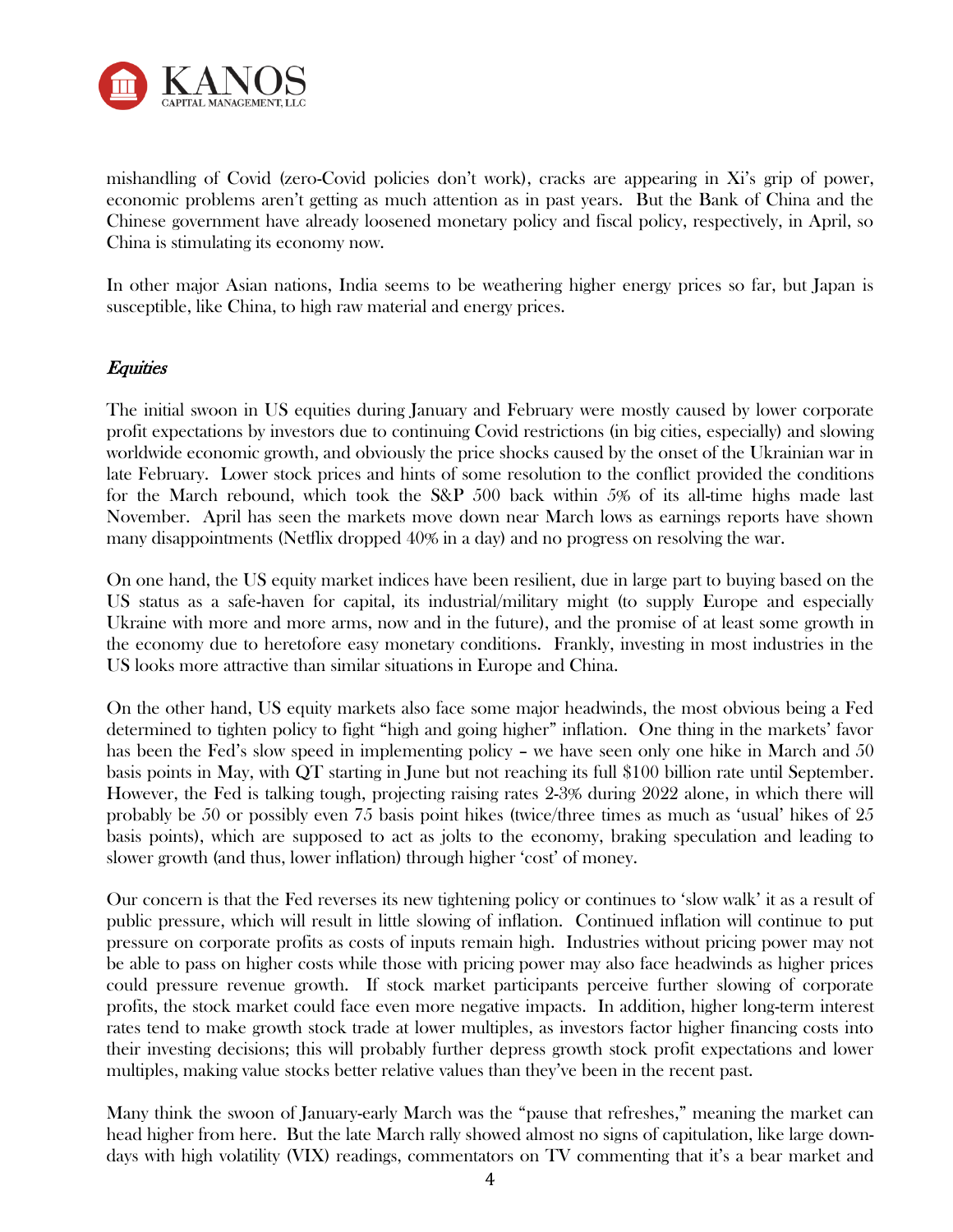mishandling of Covid (zero-Covid policies don't work), cracks are appearing in Xi's grip of power, economic problems aren't getting as much attention as in past years. But the Bank of China and the Chinese government have already loosened monetary policy and fiscal policy, respectively, in April, so China is stimulating its economy now.

In other major Asian nations, India seems to be weathering higher energy prices so far, but Japan is susceptible, like China, to high raw material and energy prices.

## *Equities*

The initial swoon in US equities during January and February were mostly caused by lower corporate profit expectations by investors due to continuing Covid restrictions (in big cities, especially) and slowing worldwide economic growth, and obviously the price shocks caused by the onset of the Ukrainian war in late February. Lower stock prices and hints of some resolution to the conflict provided the conditions for the March rebound, which took the S&P 500 back within 5% of its all-time highs made last November. April has seen the markets move down near March lows as earnings reports have shown many disappointments (Netflix dropped 40% in a day) and no progress on resolving the war.

On one hand, the US equity market indices have been resilient, due in large part to buying based on the US status as a safe-haven for capital, its industrial/military might (to supply Europe and especially Ukraine with more and more arms, now and in the future), and the promise of at least some growth in the economy due to heretofore easy monetary conditions. Frankly, investing in most industries in the US looks more attractive than similar situations in Europe and China.

On the other hand, US equity markets also face some major headwinds, the most obvious being a Fed determined to tighten policy to fight "high and going higher" inflation. One thing in the markets' favor has been the Fed's slow speed in implementing policy – we have seen only one hike in March and 50 basis points in May, with QT starting in June but not reaching its full $100 billion rate until September. However, the Fed is talking tough, projecting raising rates 2-3% during 2022 alone, in which there will probably be 50 or possibly even 75 basis point hikes (twice/three times as much as 'usual' hikes of 25 basis points), which are supposed to act as jolts to the economy, braking speculation and leading to slower growth (and thus, lower inflation) through higher 'cost' of money.

Our concern is that the Fed reverses its new tightening policy or continues to 'slow walk' it as a result of public pressure, which will result in little slowing of inflation. Continued inflation will continue to put pressure on corporate profits as costs of inputs remain high. Industries without pricing power may not be able to pass on higher costs while those with pricing power may also face headwinds as higher prices could pressure revenue growth. If stock market participants perceive further slowing of corporate profits, the stock market could face even more negative impacts. In addition, higher long-term interest rates tend to make growth stock trade at lower multiples, as investors factor higher financing costs into their investing decisions; this will probably further depress growth stock profit expectations and lower multiples, making value stocks better relative values than they've been in the recent past.

Many think the swoon of January-early March was the "pause that refreshes," meaning the market can head higher from here. But the late March rally showed almost no signs of capitulation, like large down-days with high volatility (VIX) readings, commentators on TV commenting that it's a bear market and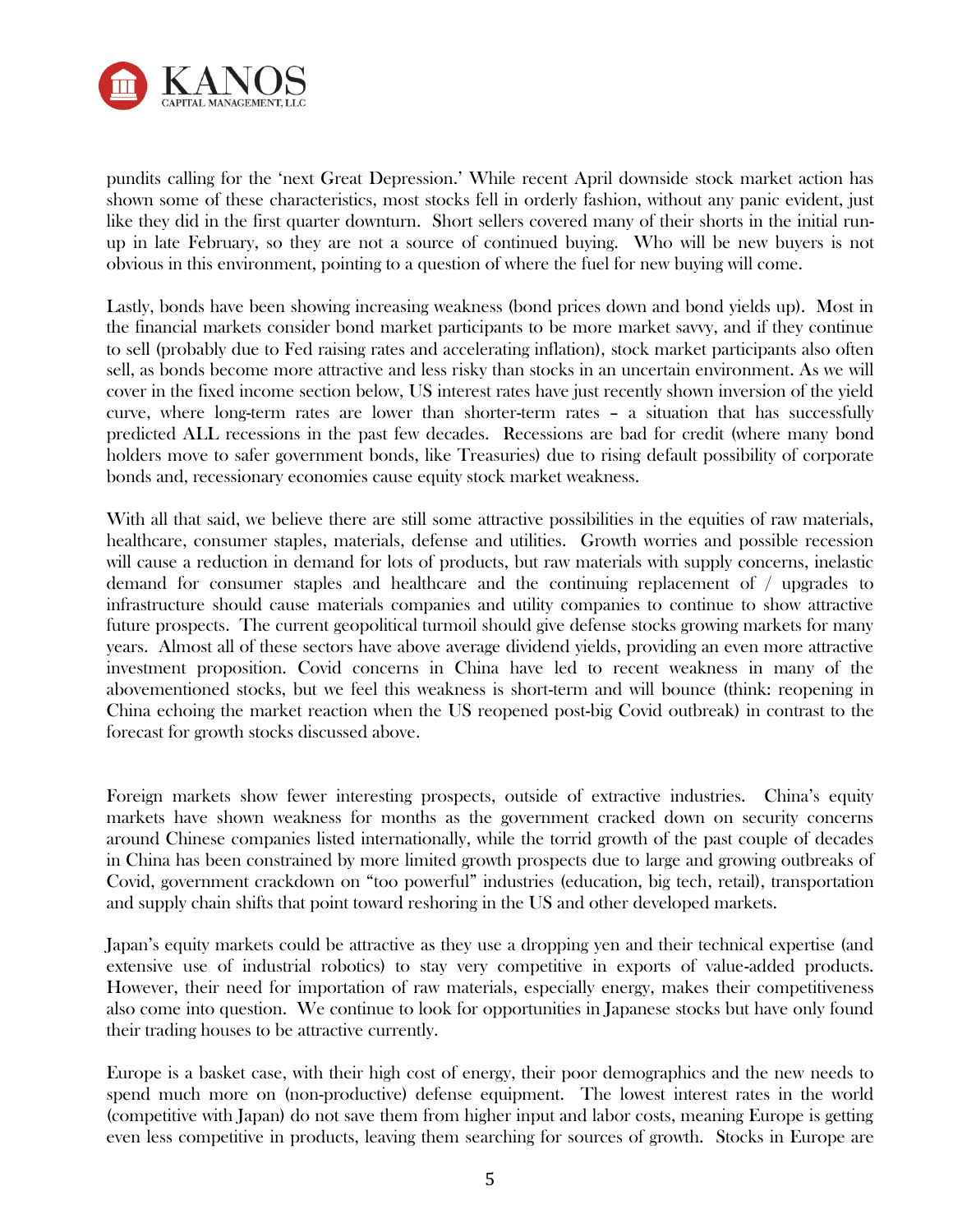pundits calling for the 'next Great Depression.' While recent April downside stock market action has shown some of these characteristics, most stocks fell in orderly fashion, without any panic evident, just like they did in the first quarter downturn. Short sellers covered many of their shorts in the initial run-up in late February, so they are not a source of continued buying. Who will be new buyers is not obvious in this environment, pointing to a question of where the fuel for new buying will come.

Lastly, bonds have been showing increasing weakness (bond prices down and bond yields up). Most in the financial markets consider bond market participants to be more market savvy, and if they continue to sell (probably due to Fed raising rates and accelerating inflation), stock market participants also often sell, as bonds become more attractive and less risky than stocks in an uncertain environment. As we will cover in the fixed income section below, US interest rates have just recently shown inversion of the yield curve, where long-term rates are lower than shorter-term rates – a situation that has successfully predicted ALL recessions in the past few decades. Recessions are bad for credit (where many bond holders move to safer government bonds, like Treasuries) due to rising default possibility of corporate bonds and, recessionary economies cause equity stock market weakness.

With all that said, we believe there are still some attractive possibilities in the equities of raw materials, healthcare, consumer staples, materials, defense and utilities. Growth worries and possible recession will cause a reduction in demand for lots of products, but raw materials with supply concerns, inelastic demand for consumer staples and healthcare and the continuing replacement of / upgrades to infrastructure should cause materials companies and utility companies to continue to show attractive future prospects. The current geopolitical turmoil should give defense stocks growing markets for many years. Almost all of these sectors have above average dividend yields, providing an even more attractive investment proposition. Covid concerns in China have led to recent weakness in many of the abovementioned stocks, but we feel this weakness is short-term and will bounce (think: reopening in China echoing the market reaction when the US reopened post-big Covid outbreak) in contrast to the forecast for growth stocks discussed above.

Foreign markets show fewer interesting prospects, outside of extractive industries. China's equity markets have shown weakness for months as the government cracked down on security concerns around Chinese companies listed internationally, while the torrid growth of the past couple of decades in China has been constrained by more limited growth prospects due to large and growing outbreaks of Covid, government crackdown on "too powerful" industries (education, big tech, retail), transportation and supply chain shifts that point toward reshoring in the US and other developed markets.

Japan's equity markets could be attractive as they use a dropping yen and their technical expertise (and extensive use of industrial robotics) to stay very competitive in exports of value-added products. However, their need for importation of raw materials, especially energy, makes their competitiveness also come into question. We continue to look for opportunities in Japanese stocks but have only found their trading houses to be attractive currently.

Europe is a basket case, with their high cost of energy, their poor demographics and the new needs to spend much more on (non-productive) defense equipment. The lowest interest rates in the world (competitive with Japan) do not save them from higher input and labor costs, meaning Europe is getting even less competitive in products, leaving them searching for sources of growth. Stocks in Europe are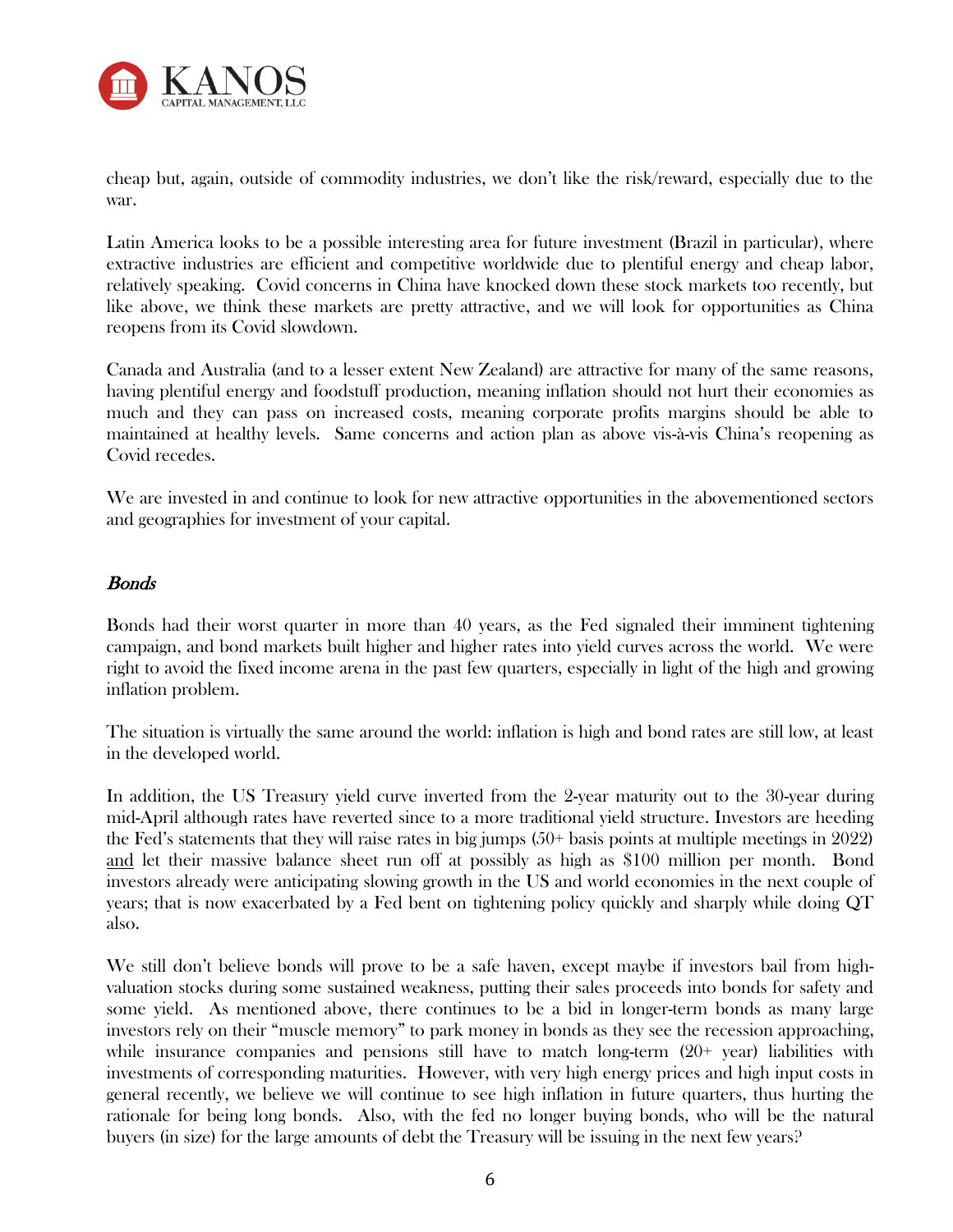cheap but, again, outside of commodity industries, we don't like the risk/reward, especially due to the war.

Latin America looks to be a possible interesting area for future investment (Brazil in particular), where extractive industries are efficient and competitive worldwide due to plentiful energy and cheap labor, relatively speaking. Covid concerns in China have knocked down these stock markets too recently, but like above, we think these markets are pretty attractive, and we will look for opportunities as China reopens from its Covid slowdown.

Canada and Australia (and to a lesser extent New Zealand) are attractive for many of the same reasons, having plentiful energy and foodstuff production, meaning inflation should not hurt their economies as much and they can pass on increased costs, meaning corporate profits margins should be able to maintained at healthy levels. Same concerns and action plan as above vis-à-vis China's reopening as Covid recedes.

We are invested in and continue to look for new attractive opportunities in the abovementioned sectors and geographies for investment of your capital.

## *Bonds*

Bonds had their worst quarter in more than 40 years, as the Fed signaled their imminent tightening campaign, and bond markets built higher and higher rates into yield curves across the world. We were right to avoid the fixed income arena in the past few quarters, especially in light of the high and growing inflation problem.

The situation is virtually the same around the world: inflation is high and bond rates are still low, at least in the developed world.

In addition, the US Treasury yield curve inverted from the 2-year maturity out to the 30-year during mid-April although rates have reverted since to a more traditional yield structure. Investors are heeding the Fed's statements that they will raise rates in big jumps (50+ basis points at multiple meetings in 2022) and let their massive balance sheet run off at possibly as high as $100 million per month. Bond investors already were anticipating slowing growth in the US and world economies in the next couple of years; that is now exacerbated by a Fed bent on tightening policy quickly and sharply while doing QT also.

We still don't believe bonds will prove to be a safe haven, except maybe if investors bail from high-valuation stocks during some sustained weakness, putting their sales proceeds into bonds for safety and some yield. As mentioned above, there continues to be a bid in longer-term bonds as many large investors rely on their "muscle memory" to park money in bonds as they see the recession approaching, while insurance companies and pensions still have to match long-term (20+ year) liabilities with investments of corresponding maturities. However, with very high energy prices and high input costs in general recently, we believe we will continue to see high inflation in future quarters, thus hurting the rationale for being long bonds. Also, with the fed no longer buying bonds, who will be the natural buyers (in size) for the large amounts of debt the Treasury will be issuing in the next few years?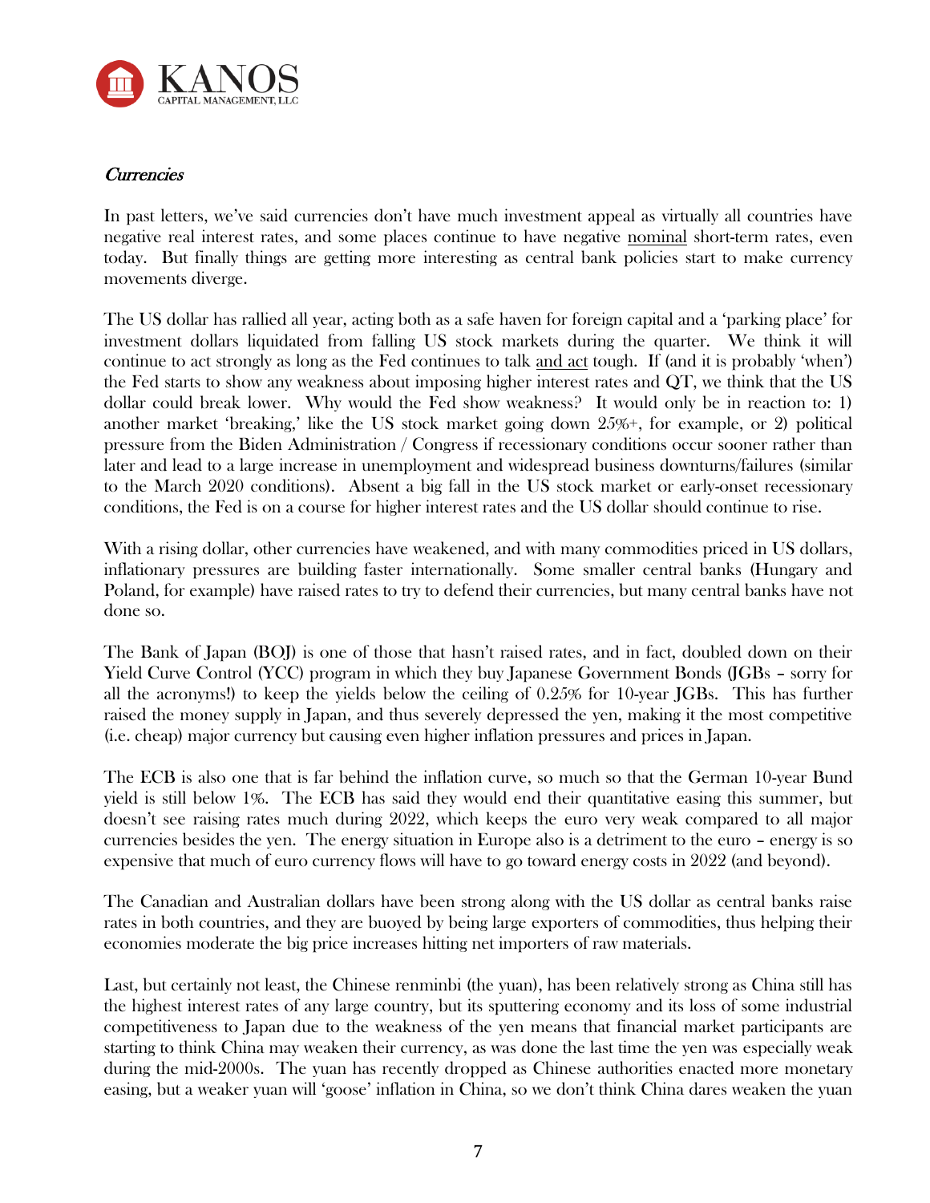## *Currencies*

In past letters, we've said currencies don't have much investment appeal as virtually all countries have negative real interest rates, and some places continue to have negative nominal short-term rates, even today. But finally things are getting more interesting as central bank policies start to make currency movements diverge.

The US dollar has rallied all year, acting both as a safe haven for foreign capital and a 'parking place' for investment dollars liquidated from falling US stock markets during the quarter. We think it will continue to act strongly as long as the Fed continues to talk and act tough. If (and it is probably 'when') the Fed starts to show any weakness about imposing higher interest rates and QT, we think that the US dollar could break lower. Why would the Fed show weakness? It would only be in reaction to: 1) another market 'breaking,' like the US stock market going down 25%+, for example, or 2) political pressure from the Biden Administration / Congress if recessionary conditions occur sooner rather than later and lead to a large increase in unemployment and widespread business downturns/failures (similar to the March 2020 conditions). Absent a big fall in the US stock market or early-onset recessionary conditions, the Fed is on a course for higher interest rates and the US dollar should continue to rise.

With a rising dollar, other currencies have weakened, and with many commodities priced in US dollars, inflationary pressures are building faster internationally. Some smaller central banks (Hungary and Poland, for example) have raised rates to try to defend their currencies, but many central banks have not done so.

The Bank of Japan (BOJ) is one of those that hasn't raised rates, and in fact, doubled down on their Yield Curve Control (YCC) program in which they buy Japanese Government Bonds (JGBs – sorry for all the acronyms!) to keep the yields below the ceiling of 0.25% for 10-year JGBs. This has further raised the money supply in Japan, and thus severely depressed the yen, making it the most competitive (i.e. cheap) major currency but causing even higher inflation pressures and prices in Japan.

The ECB is also one that is far behind the inflation curve, so much so that the German 10-year Bund yield is still below 1%. The ECB has said they would end their quantitative easing this summer, but doesn't see raising rates much during 2022, which keeps the euro very weak compared to all major currencies besides the yen. The energy situation in Europe also is a detriment to the euro – energy is so expensive that much of euro currency flows will have to go toward energy costs in 2022 (and beyond).

The Canadian and Australian dollars have been strong along with the US dollar as central banks raise rates in both countries, and they are buoyed by being large exporters of commodities, thus helping their economies moderate the big price increases hitting net importers of raw materials.

Last, but certainly not least, the Chinese renminbi (the yuan), has been relatively strong as China still has the highest interest rates of any large country, but its sputtering economy and its loss of some industrial competitiveness to Japan due to the weakness of the yen means that financial market participants are starting to think China may weaken their currency, as was done the last time the yen was especially weak during the mid-2000s. The yuan has recently dropped as Chinese authorities enacted more monetary easing, but a weaker yuan will 'goose' inflation in China, so we don't think China dares weaken the yuan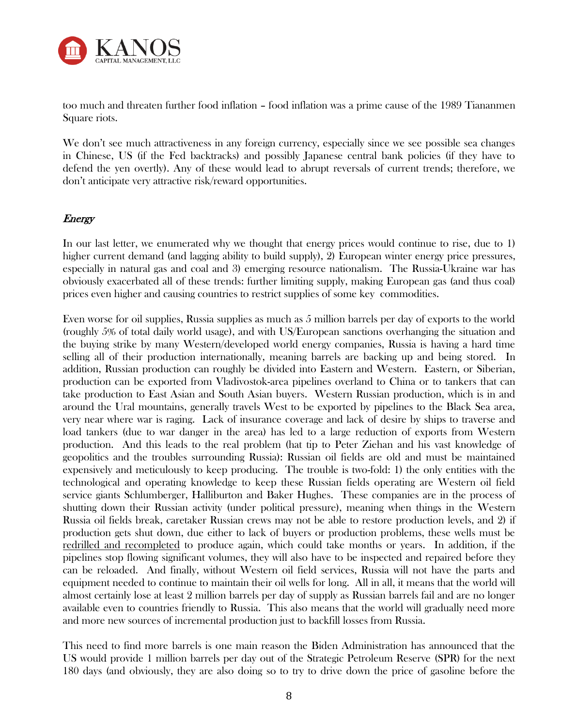too much and threaten further food inflation – food inflation was a prime cause of the 1989 Tiananmen Square riots.

We don't see much attractiveness in any foreign currency, especially since we see possible sea changes in Chinese, US (if the Fed backtracks) and possibly Japanese central bank policies (if they have to defend the yen overtly). Any of these would lead to abrupt reversals of current trends; therefore, we don't anticipate very attractive risk/reward opportunities.

## *Energy*

In our last letter, we enumerated why we thought that energy prices would continue to rise, due to 1) higher current demand (and lagging ability to build supply), 2) European winter energy price pressures, especially in natural gas and coal and 3) emerging resource nationalism. The Russia-Ukraine war has obviously exacerbated all of these trends: further limiting supply, making European gas (and thus coal) prices even higher and causing countries to restrict supplies of some key commodities.

Even worse for oil supplies, Russia supplies as much as 5 million barrels per day of exports to the world (roughly 5% of total daily world usage), and with US/European sanctions overhanging the situation and the buying strike by many Western/developed world energy companies, Russia is having a hard time selling all of their production internationally, meaning barrels are backing up and being stored. In addition, Russian production can roughly be divided into Eastern and Western. Eastern, or Siberian, production can be exported from Vladivostok-area pipelines overland to China or to tankers that can take production to East Asian and South Asian buyers. Western Russian production, which is in and around the Ural mountains, generally travels West to be exported by pipelines to the Black Sea area, very near where war is raging. Lack of insurance coverage and lack of desire by ships to traverse and load tankers (due to war danger in the area) has led to a large reduction of exports from Western production. And this leads to the real problem (hat tip to Peter Ziehan and his vast knowledge of geopolitics and the troubles surrounding Russia): Russian oil fields are old and must be maintained expensively and meticulously to keep producing. The trouble is two-fold: 1) the only entities with the technological and operating knowledge to keep these Russian fields operating are Western oil field service giants Schlumberger, Halliburton and Baker Hughes. These companies are in the process of shutting down their Russian activity (under political pressure), meaning when things in the Western Russia oil fields break, caretaker Russian crews may not be able to restore production levels, and 2) if production gets shut down, due either to lack of buyers or production problems, these wells must be <u>redrilled and recompleted</u> to produce again, which could take months or years. In addition, if the pipelines stop flowing significant volumes, they will also have to be inspected and repaired before they can be reloaded. And finally, without Western oil field services, Russia will not have the parts and equipment needed to continue to maintain their oil wells for long. All in all, it means that the world will almost certainly lose at least 2 million barrels per day of supply as Russian barrels fail and are no longer available even to countries friendly to Russia. This also means that the world will gradually need more and more new sources of incremental production just to backfill losses from Russia.

This need to find more barrels is one main reason the Biden Administration has announced that the US would provide 1 million barrels per day out of the Strategic Petroleum Reserve (SPR) for the next 180 days (and obviously, they are also doing so to try to drive down the price of gasoline before the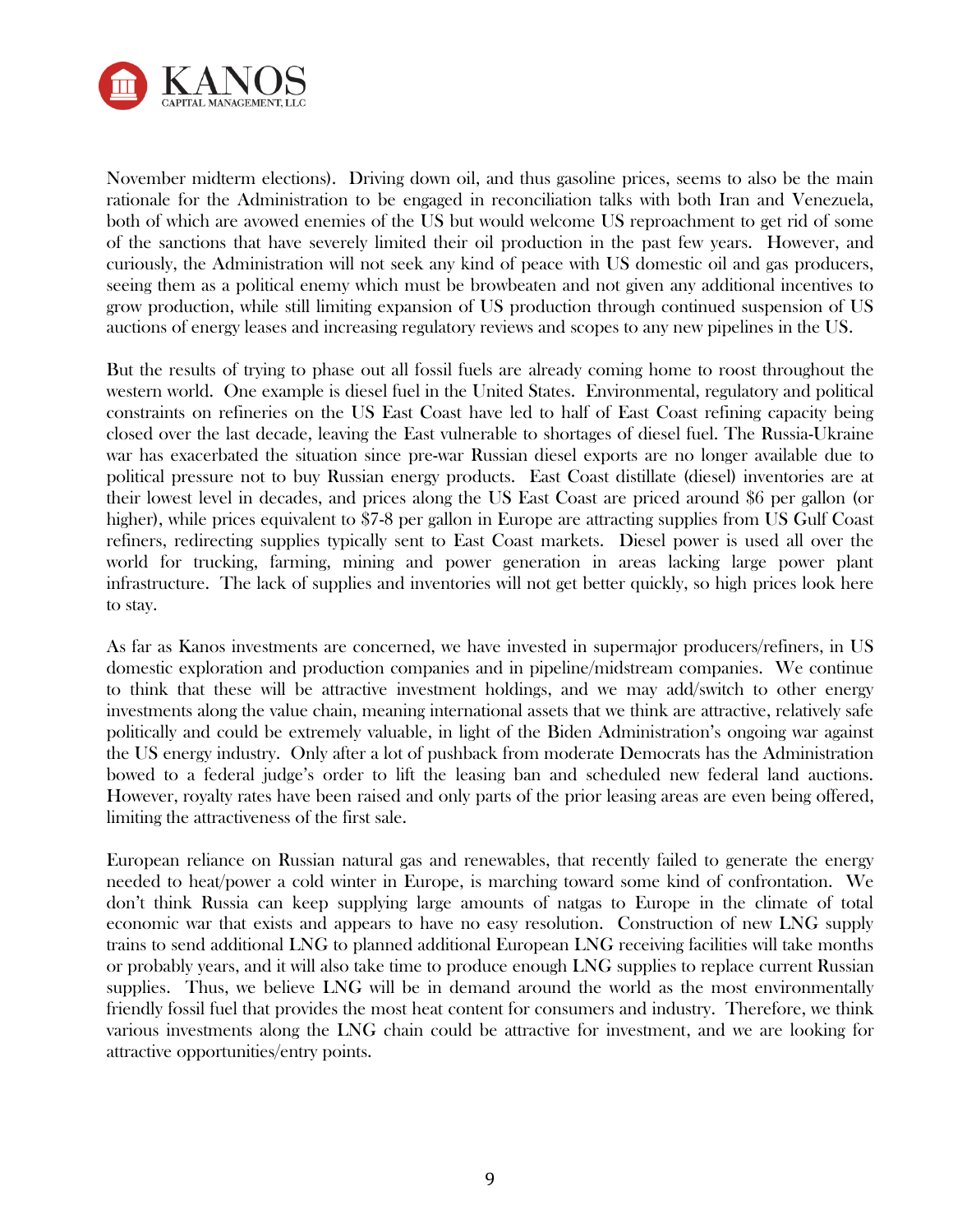November midterm elections). Driving down oil, and thus gasoline prices, seems to also be the main rationale for the Administration to be engaged in reconciliation talks with both Iran and Venezuela, both of which are avowed enemies of the US but would welcome US reproachment to get rid of some of the sanctions that have severely limited their oil production in the past few years. However, and curiously, the Administration will not seek any kind of peace with US domestic oil and gas producers, seeing them as a political enemy which must be browbeaten and not given any additional incentives to grow production, while still limiting expansion of US production through continued suspension of US auctions of energy leases and increasing regulatory reviews and scopes to any new pipelines in the US.

But the results of trying to phase out all fossil fuels are already coming home to roost throughout the western world. One example is diesel fuel in the United States. Environmental, regulatory and political constraints on refineries on the US East Coast have led to half of East Coast refining capacity being closed over the last decade, leaving the East vulnerable to shortages of diesel fuel. The Russia-Ukraine war has exacerbated the situation since pre-war Russian diesel exports are no longer available due to political pressure not to buy Russian energy products. East Coast distillate (diesel) inventories are at their lowest level in decades, and prices along the US East Coast are priced around $6 per gallon (or higher), while prices equivalent to $7-8 per gallon in Europe are attracting supplies from US Gulf Coast refiners, redirecting supplies typically sent to East Coast markets. Diesel power is used all over the world for trucking, farming, mining and power generation in areas lacking large power plant infrastructure. The lack of supplies and inventories will not get better quickly, so high prices look here to stay.

As far as Kanos investments are concerned, we have invested in supermajor producers/refiners, in US domestic exploration and production companies and in pipeline/midstream companies. We continue to think that these will be attractive investment holdings, and we may add/switch to other energy investments along the value chain, meaning international assets that we think are attractive, relatively safe politically and could be extremely valuable, in light of the Biden Administration's ongoing war against the US energy industry. Only after a lot of pushback from moderate Democrats has the Administration bowed to a federal judge's order to lift the leasing ban and scheduled new federal land auctions. However, royalty rates have been raised and only parts of the prior leasing areas are even being offered, limiting the attractiveness of the first sale.

European reliance on Russian natural gas and renewables, that recently failed to generate the energy needed to heat/power a cold winter in Europe, is marching toward some kind of confrontation. We don't think Russia can keep supplying large amounts of natgas to Europe in the climate of total economic war that exists and appears to have no easy resolution. Construction of new LNG supply trains to send additional LNG to planned additional European LNG receiving facilities will take months or probably years, and it will also take time to produce enough LNG supplies to replace current Russian supplies. Thus, we believe LNG will be in demand around the world as the most environmentally friendly fossil fuel that provides the most heat content for consumers and industry. Therefore, we think various investments along the LNG chain could be attractive for investment, and we are looking for attractive opportunities/entry points.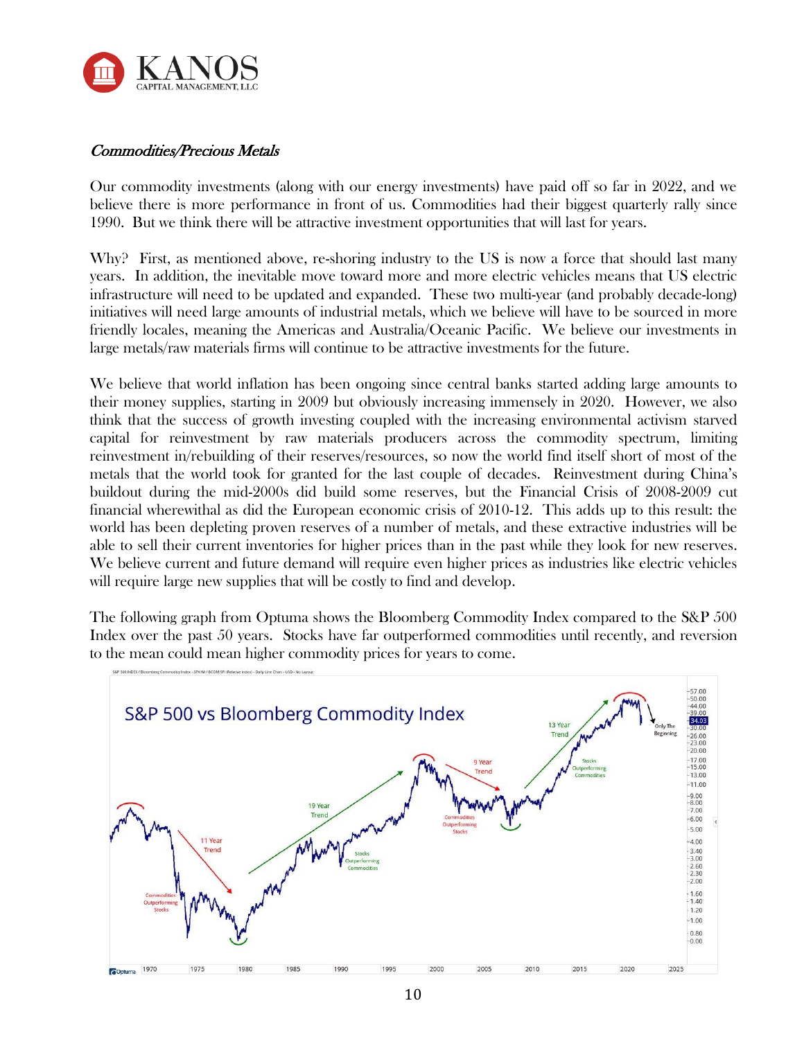## *Commodities/Precious Metals*

Our commodity investments (along with our energy investments) have paid off so far in 2022, and we believe there is more performance in front of us. Commodities had their biggest quarterly rally since 1990. But we think there will be attractive investment opportunities that will last for years.

Why? First, as mentioned above, re-shoring industry to the US is now a force that should last many years. In addition, the inevitable move toward more and more electric vehicles means that US electric infrastructure will need to be updated and expanded. These two multi-year (and probably decade-long) initiatives will need large amounts of industrial metals, which we believe will have to be sourced in more friendly locales, meaning the Americas and Australia/Oceanic Pacific. We believe our investments in large metals/raw materials firms will continue to be attractive investments for the future.

We believe that world inflation has been ongoing since central banks started adding large amounts to their money supplies, starting in 2009 but obviously increasing immensely in 2020. However, we also think that the success of growth investing coupled with the increasing environmental activism starved capital for reinvestment by raw materials producers across the commodity spectrum, limiting reinvestment in/rebuilding of their reserves/resources, so now the world find itself short of most of the metals that the world took for granted for the last couple of decades. Reinvestment during China's buildout during the mid-2000s did build some reserves, but the Financial Crisis of 2008-2009 cut financial wherewithal as did the European economic crisis of 2010-12. This adds up to this result: the world has been depleting proven reserves of a number of metals, and these extractive industries will be able to sell their current inventories for higher prices than in the past while they look for new reserves. We believe current and future demand will require even higher prices as industries like electric vehicles will require large new supplies that will be costly to find and develop.

The following graph from Optuma shows the Bloomberg Commodity Index compared to the S&P 500 Index over the past 50 years. Stocks have far outperformed commodities until recently, and reversion to the mean could mean higher commodity prices for years to come.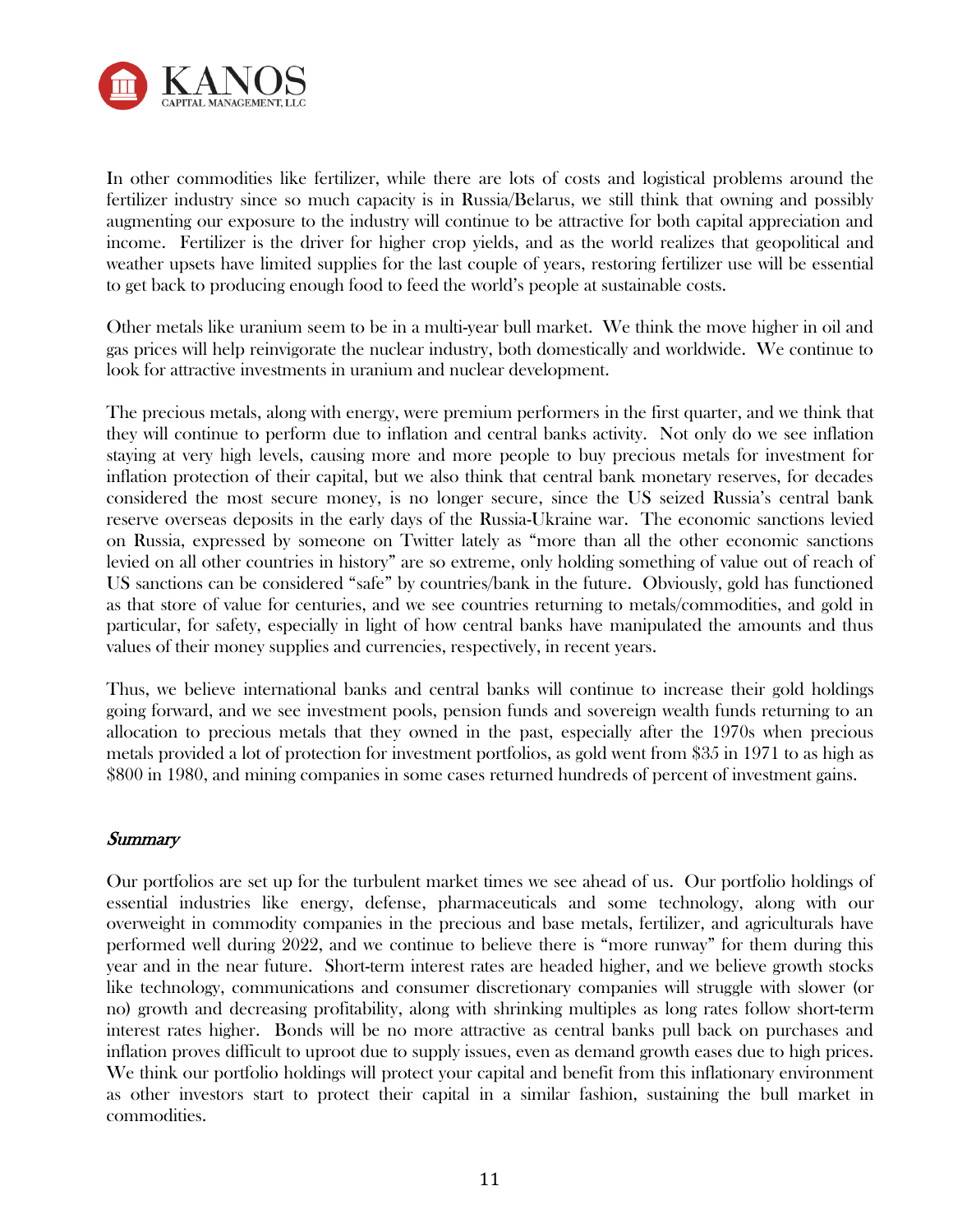In other commodities like fertilizer, while there are lots of costs and logistical problems around the fertilizer industry since so much capacity is in Russia/Belarus, we still think that owning and possibly augmenting our exposure to the industry will continue to be attractive for both capital appreciation and income. Fertilizer is the driver for higher crop yields, and as the world realizes that geopolitical and weather upsets have limited supplies for the last couple of years, restoring fertilizer use will be essential to get back to producing enough food to feed the world's people at sustainable costs.

Other metals like uranium seem to be in a multi-year bull market. We think the move higher in oil and gas prices will help reinvigorate the nuclear industry, both domestically and worldwide. We continue to look for attractive investments in uranium and nuclear development.

The precious metals, along with energy, were premium performers in the first quarter, and we think that they will continue to perform due to inflation and central banks activity. Not only do we see inflation staying at very high levels, causing more and more people to buy precious metals for investment for inflation protection of their capital, but we also think that central bank monetary reserves, for decades considered the most secure money, is no longer secure, since the US seized Russia's central bank reserve overseas deposits in the early days of the Russia-Ukraine war. The economic sanctions levied on Russia, expressed by someone on Twitter lately as "more than all the other economic sanctions levied on all other countries in history" are so extreme, only holding something of value out of reach of US sanctions can be considered "safe" by countries/bank in the future. Obviously, gold has functioned as that store of value for centuries, and we see countries returning to metals/commodities, and gold in particular, for safety, especially in light of how central banks have manipulated the amounts and thus values of their money supplies and currencies, respectively, in recent years.

Thus, we believe international banks and central banks will continue to increase their gold holdings going forward, and we see investment pools, pension funds and sovereign wealth funds returning to an allocation to precious metals that they owned in the past, especially after the 1970s when precious metals provided a lot of protection for investment portfolios, as gold went from $35 in 1971 to as high as $800 in 1980, and mining companies in some cases returned hundreds of percent of investment gains.

## *Summary*

Our portfolios are set up for the turbulent market times we see ahead of us. Our portfolio holdings of essential industries like energy, defense, pharmaceuticals and some technology, along with our overweight in commodity companies in the precious and base metals, fertilizer, and agriculturals have performed well during 2022, and we continue to believe there is "more runway" for them during this year and in the near future. Short-term interest rates are headed higher, and we believe growth stocks like technology, communications and consumer discretionary companies will struggle with slower (or no) growth and decreasing profitability, along with shrinking multiples as long rates follow short-term interest rates higher. Bonds will be no more attractive as central banks pull back on purchases and inflation proves difficult to uproot due to supply issues, even as demand growth eases due to high prices. We think our portfolio holdings will protect your capital and benefit from this inflationary environment as other investors start to protect their capital in a similar fashion, sustaining the bull market in commodities.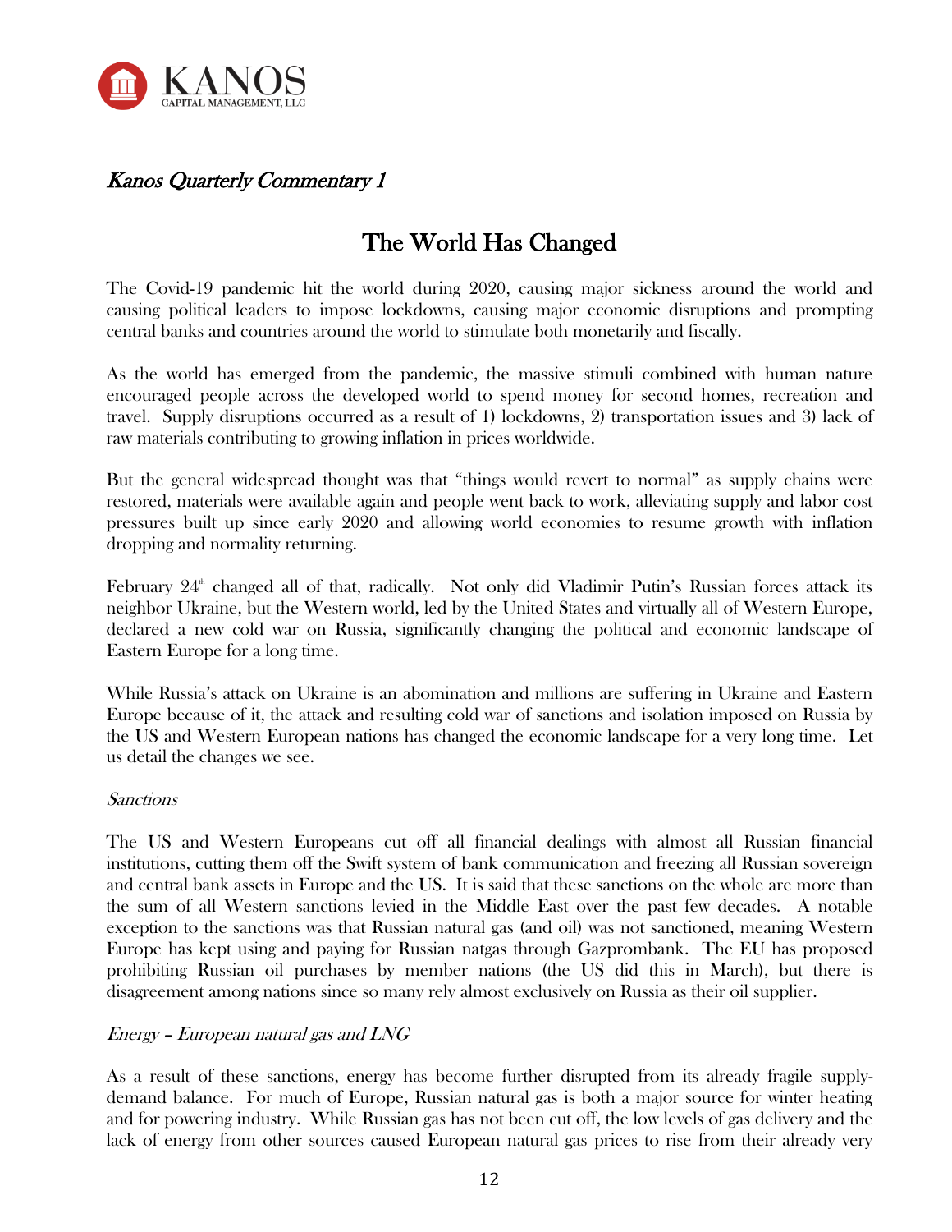*Kanos Quarterly Commentary 1*

# The World Has Changed

The Covid-19 pandemic hit the world during 2020, causing major sickness around the world and causing political leaders to impose lockdowns, causing major economic disruptions and prompting central banks and countries around the world to stimulate both monetarily and fiscally.

As the world has emerged from the pandemic, the massive stimuli combined with human nature encouraged people across the developed world to spend money for second homes, recreation and travel. Supply disruptions occurred as a result of 1) lockdowns, 2) transportation issues and 3) lack of raw materials contributing to growing inflation in prices worldwide.

But the general widespread thought was that "things would revert to normal" as supply chains were restored, materials were available again and people went back to work, alleviating supply and labor cost pressures built up since early 2020 and allowing world economies to resume growth with inflation dropping and normality returning.

February 24th changed all of that, radically. Not only did Vladimir Putin's Russian forces attack its neighbor Ukraine, but the Western world, led by the United States and virtually all of Western Europe, declared a new cold war on Russia, significantly changing the political and economic landscape of Eastern Europe for a long time.

While Russia's attack on Ukraine is an abomination and millions are suffering in Ukraine and Eastern Europe because of it, the attack and resulting cold war of sanctions and isolation imposed on Russia by the US and Western European nations has changed the economic landscape for a very long time. Let us detail the changes we see.

*Sanctions*

The US and Western Europeans cut off all financial dealings with almost all Russian financial institutions, cutting them off the Swift system of bank communication and freezing all Russian sovereign and central bank assets in Europe and the US. It is said that these sanctions on the whole are more than the sum of all Western sanctions levied in the Middle East over the past few decades. A notable exception to the sanctions was that Russian natural gas (and oil) was not sanctioned, meaning Western Europe has kept using and paying for Russian natgas through Gazprombank. The EU has proposed prohibiting Russian oil purchases by member nations (the US did this in March), but there is disagreement among nations since so many rely almost exclusively on Russia as their oil supplier.

*Energy – European natural gas and LNG*

As a result of these sanctions, energy has become further disrupted from its already fragile supply-demand balance. For much of Europe, Russian natural gas is both a major source for winter heating and for powering industry. While Russian gas has not been cut off, the low levels of gas delivery and the lack of energy from other sources caused European natural gas prices to rise from their already very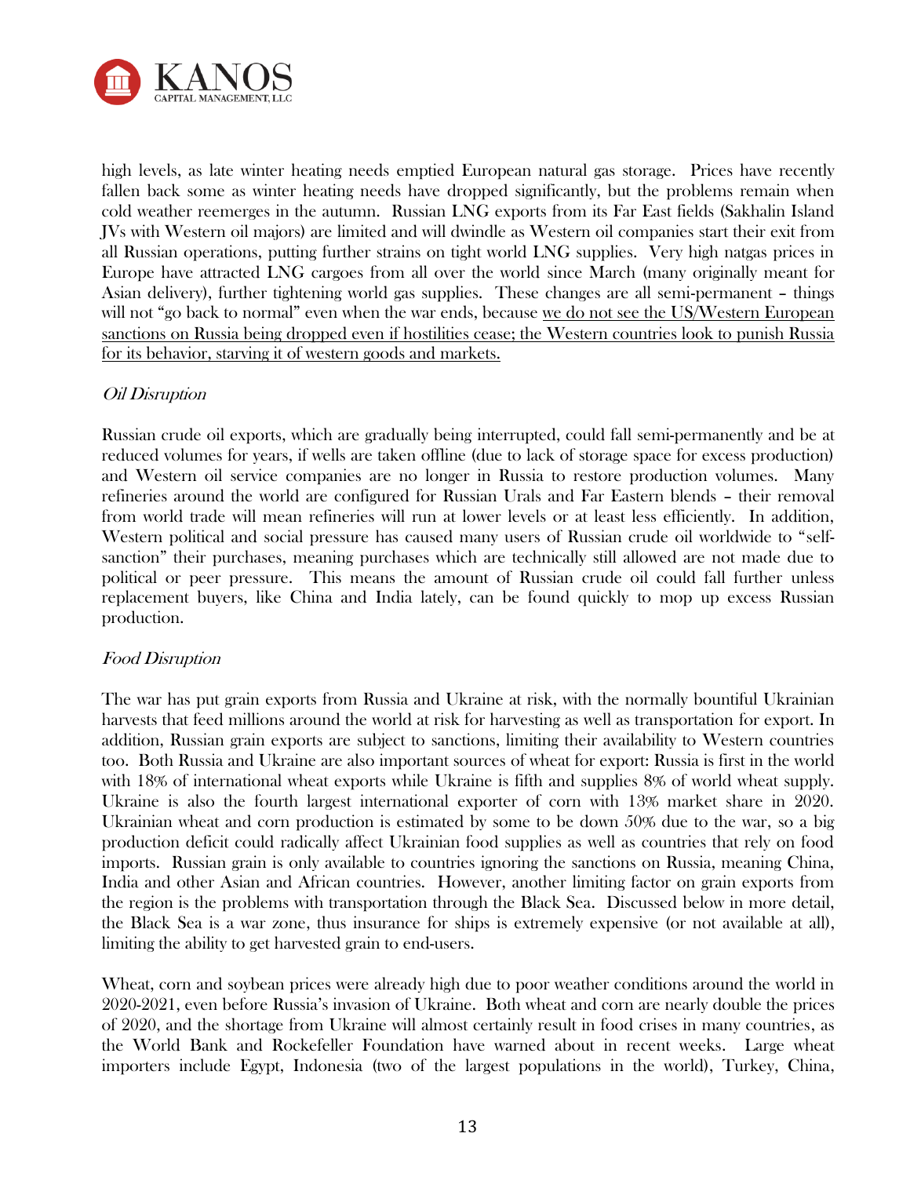high levels, as late winter heating needs emptied European natural gas storage. Prices have recently fallen back some as winter heating needs have dropped significantly, but the problems remain when cold weather reemerges in the autumn. Russian LNG exports from its Far East fields (Sakhalin Island JVs with Western oil majors) are limited and will dwindle as Western oil companies start their exit from all Russian operations, putting further strains on tight world LNG supplies. Very high natgas prices in Europe have attracted LNG cargoes from all over the world since March (many originally meant for Asian delivery), further tightening world gas supplies. These changes are all semi-permanent – things will not "go back to normal" even when the war ends, because <u>we do not see the US/Western European sanctions on Russia being dropped even if hostilities cease; the Western countries look to punish Russia for its behavior, starving it of western goods and markets.</u>

*Oil Disruption*

Russian crude oil exports, which are gradually being interrupted, could fall semi-permanently and be at reduced volumes for years, if wells are taken offline (due to lack of storage space for excess production) and Western oil service companies are no longer in Russia to restore production volumes. Many refineries around the world are configured for Russian Urals and Far Eastern blends – their removal from world trade will mean refineries will run at lower levels or at least less efficiently. In addition, Western political and social pressure has caused many users of Russian crude oil worldwide to "self-sanction" their purchases, meaning purchases which are technically still allowed are not made due to political or peer pressure. This means the amount of Russian crude oil could fall further unless replacement buyers, like China and India lately, can be found quickly to mop up excess Russian production.

*Food Disruption*

The war has put grain exports from Russia and Ukraine at risk, with the normally bountiful Ukrainian harvests that feed millions around the world at risk for harvesting as well as transportation for export. In addition, Russian grain exports are subject to sanctions, limiting their availability to Western countries too. Both Russia and Ukraine are also important sources of wheat for export: Russia is first in the world with 18% of international wheat exports while Ukraine is fifth and supplies 8% of world wheat supply. Ukraine is also the fourth largest international exporter of corn with 13% market share in 2020. Ukrainian wheat and corn production is estimated by some to be down 50% due to the war, so a big production deficit could radically affect Ukrainian food supplies as well as countries that rely on food imports. Russian grain is only available to countries ignoring the sanctions on Russia, meaning China, India and other Asian and African countries. However, another limiting factor on grain exports from the region is the problems with transportation through the Black Sea. Discussed below in more detail, the Black Sea is a war zone, thus insurance for ships is extremely expensive (or not available at all), limiting the ability to get harvested grain to end-users.

Wheat, corn and soybean prices were already high due to poor weather conditions around the world in 2020-2021, even before Russia's invasion of Ukraine. Both wheat and corn are nearly double the prices of 2020, and the shortage from Ukraine will almost certainly result in food crises in many countries, as the World Bank and Rockefeller Foundation have warned about in recent weeks. Large wheat importers include Egypt, Indonesia (two of the largest populations in the world), Turkey, China,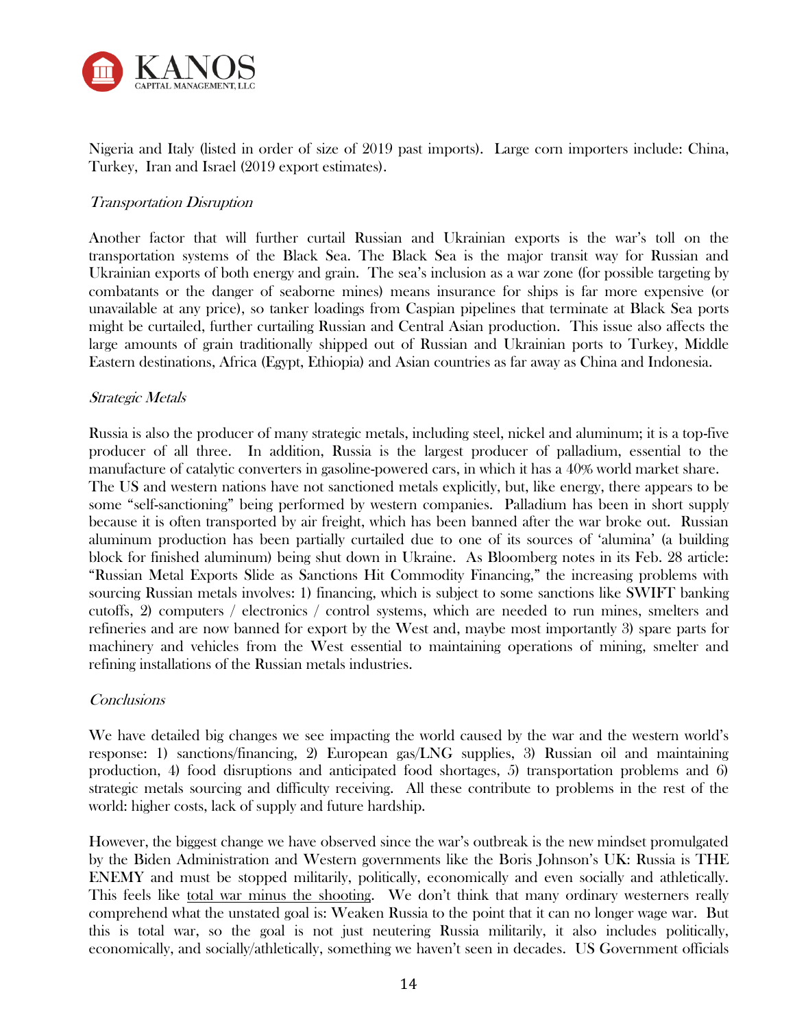Nigeria and Italy (listed in order of size of 2019 past imports). Large corn importers include: China, Turkey, Iran and Israel (2019 export estimates).

### *Transportation Disruption*

Another factor that will further curtail Russian and Ukrainian exports is the war's toll on the transportation systems of the Black Sea. The Black Sea is the major transit way for Russian and Ukrainian exports of both energy and grain. The sea's inclusion as a war zone (for possible targeting by combatants or the danger of seaborne mines) means insurance for ships is far more expensive (or unavailable at any price), so tanker loadings from Caspian pipelines that terminate at Black Sea ports might be curtailed, further curtailing Russian and Central Asian production. This issue also affects the large amounts of grain traditionally shipped out of Russian and Ukrainian ports to Turkey, Middle Eastern destinations, Africa (Egypt, Ethiopia) and Asian countries as far away as China and Indonesia.

### *Strategic Metals*

Russia is also the producer of many strategic metals, including steel, nickel and aluminum; it is a top-five producer of all three. In addition, Russia is the largest producer of palladium, essential to the manufacture of catalytic converters in gasoline-powered cars, in which it has a 40% world market share. The US and western nations have not sanctioned metals explicitly, but, like energy, there appears to be some "self-sanctioning" being performed by western companies. Palladium has been in short supply because it is often transported by air freight, which has been banned after the war broke out. Russian aluminum production has been partially curtailed due to one of its sources of 'alumina' (a building block for finished aluminum) being shut down in Ukraine. As Bloomberg notes in its Feb. 28 article: "Russian Metal Exports Slide as Sanctions Hit Commodity Financing," the increasing problems with sourcing Russian metals involves: 1) financing, which is subject to some sanctions like SWIFT banking cutoffs, 2) computers / electronics / control systems, which are needed to run mines, smelters and refineries and are now banned for export by the West and, maybe most importantly 3) spare parts for machinery and vehicles from the West essential to maintaining operations of mining, smelter and refining installations of the Russian metals industries.

### *Conclusions*

We have detailed big changes we see impacting the world caused by the war and the western world's response: 1) sanctions/financing, 2) European gas/LNG supplies, 3) Russian oil and maintaining production, 4) food disruptions and anticipated food shortages, 5) transportation problems and 6) strategic metals sourcing and difficulty receiving. All these contribute to problems in the rest of the world: higher costs, lack of supply and future hardship.

However, the biggest change we have observed since the war's outbreak is the new mindset promulgated by the Biden Administration and Western governments like the Boris Johnson's UK: Russia is THE ENEMY and must be stopped militarily, politically, economically and even socially and athletically. This feels like <u>total war minus the shooting</u>. We don't think that many ordinary westerners really comprehend what the unstated goal is: Weaken Russia to the point that it can no longer wage war. But this is total war, so the goal is not just neutering Russia militarily, it also includes politically, economically, and socially/athletically, something we haven't seen in decades. US Government officials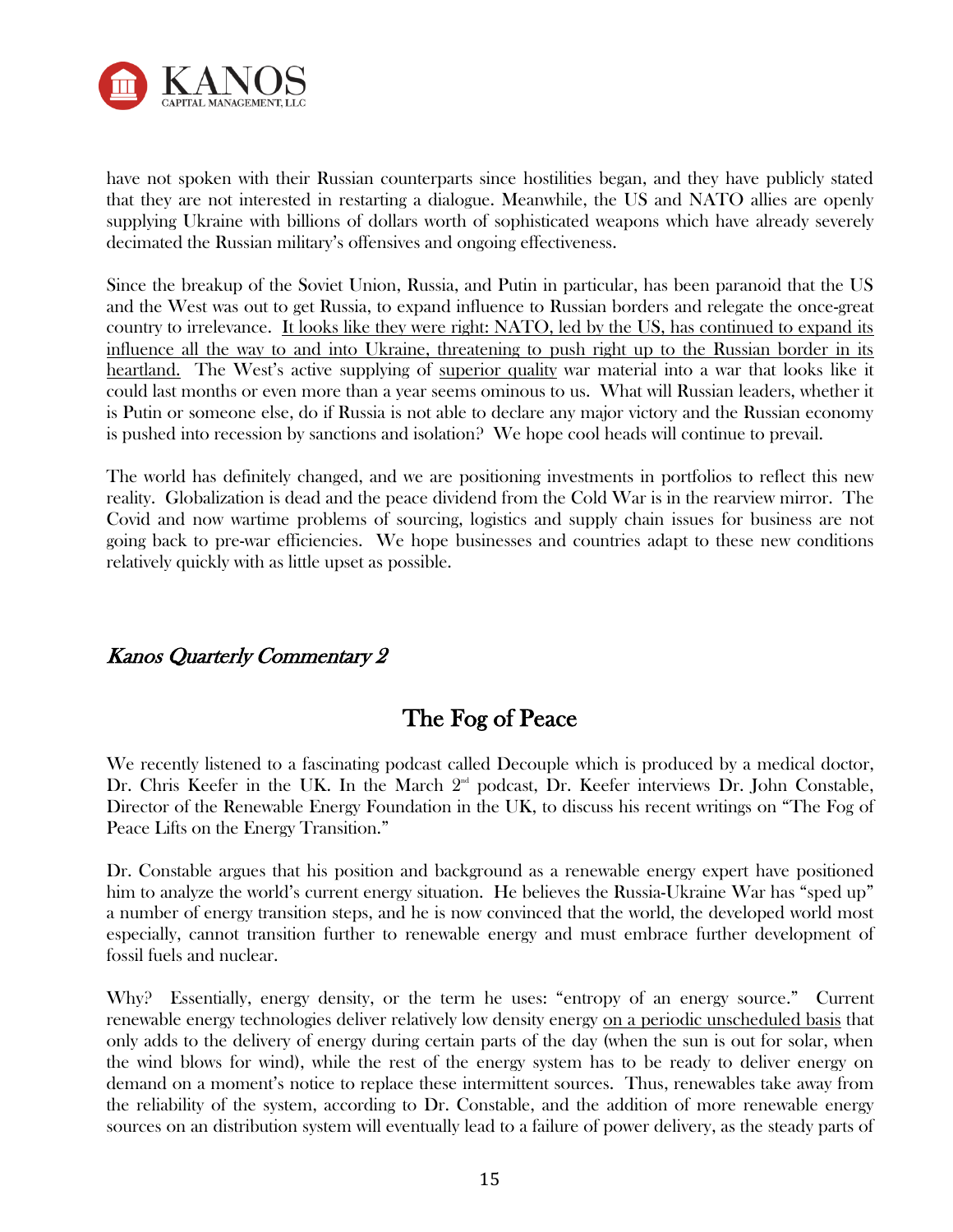have not spoken with their Russian counterparts since hostilities began, and they have publicly stated that they are not interested in restarting a dialogue. Meanwhile, the US and NATO allies are openly supplying Ukraine with billions of dollars worth of sophisticated weapons which have already severely decimated the Russian military's offensives and ongoing effectiveness.

Since the breakup of the Soviet Union, Russia, and Putin in particular, has been paranoid that the US and the West was out to get Russia, to expand influence to Russian borders and relegate the once-great country to irrelevance. <u>It looks like they were right: NATO, led by the US, has continued to expand its influence all the way to and into Ukraine, threatening to push right up to the Russian border in its heartland.</u> The West's active supplying of <u>superior quality</u> war material into a war that looks like it could last months or even more than a year seems ominous to us. What will Russian leaders, whether it is Putin or someone else, do if Russia is not able to declare any major victory and the Russian economy is pushed into recession by sanctions and isolation? We hope cool heads will continue to prevail.

The world has definitely changed, and we are positioning investments in portfolios to reflect this new reality. Globalization is dead and the peace dividend from the Cold War is in the rearview mirror. The Covid and now wartime problems of sourcing, logistics and supply chain issues for business are not going back to pre-war efficiencies. We hope businesses and countries adapt to these new conditions relatively quickly with as little upset as possible.

### *Kanos Quarterly Commentary 2*

## The Fog of Peace

We recently listened to a fascinating podcast called Decouple which is produced by a medical doctor, Dr. Chris Keefer in the UK. In the March 2nd podcast, Dr. Keefer interviews Dr. John Constable, Director of the Renewable Energy Foundation in the UK, to discuss his recent writings on "The Fog of Peace Lifts on the Energy Transition."

Dr. Constable argues that his position and background as a renewable energy expert have positioned him to analyze the world's current energy situation. He believes the Russia-Ukraine War has "sped up" a number of energy transition steps, and he is now convinced that the world, the developed world most especially, cannot transition further to renewable energy and must embrace further development of fossil fuels and nuclear.

Why? Essentially, energy density, or the term he uses: "entropy of an energy source." Current renewable energy technologies deliver relatively low density energy <u>on a periodic unscheduled basis</u> that only adds to the delivery of energy during certain parts of the day (when the sun is out for solar, when the wind blows for wind), while the rest of the energy system has to be ready to deliver energy on demand on a moment's notice to replace these intermittent sources. Thus, renewables take away from the reliability of the system, according to Dr. Constable, and the addition of more renewable energy sources on an distribution system will eventually lead to a failure of power delivery, as the steady parts of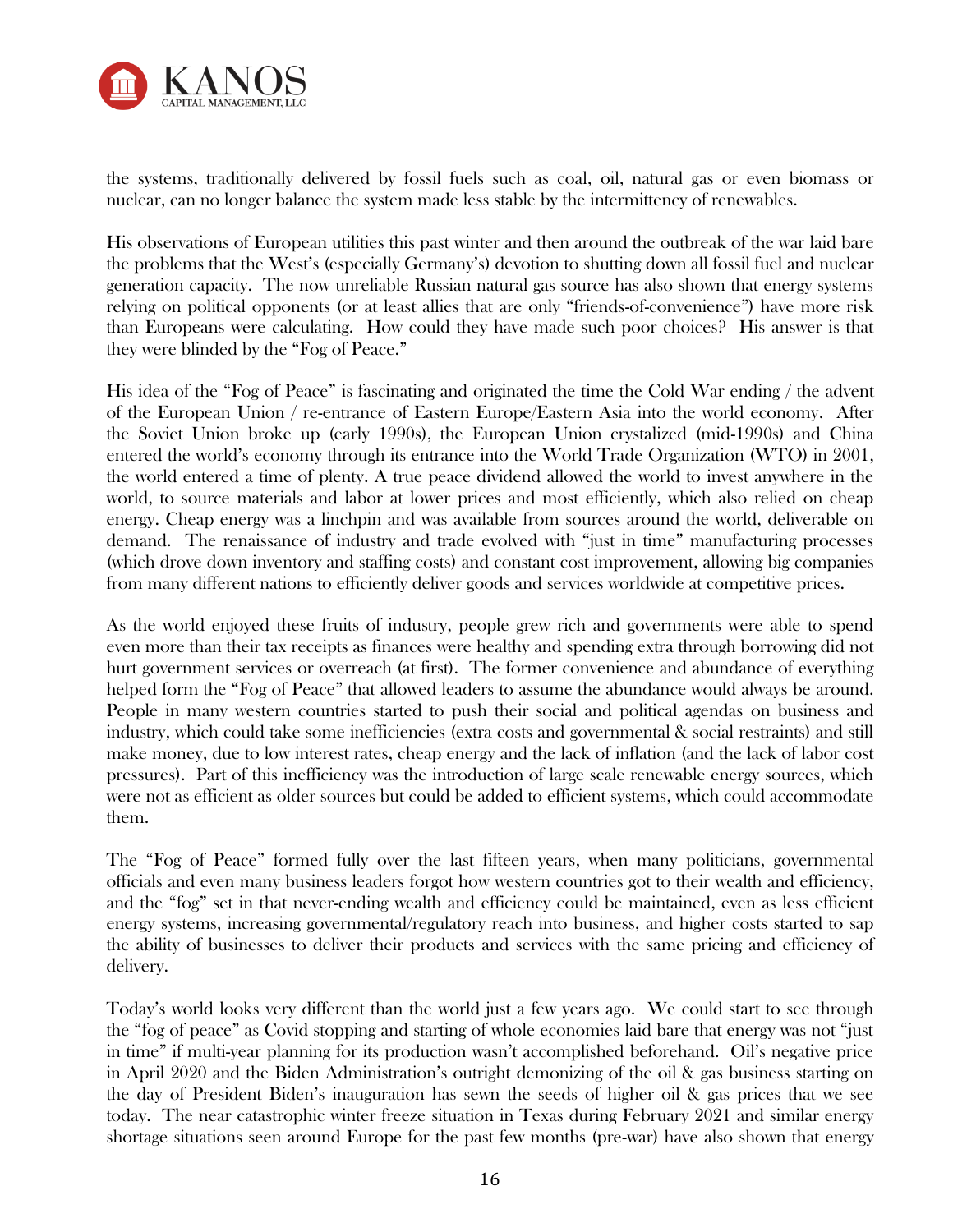the systems, traditionally delivered by fossil fuels such as coal, oil, natural gas or even biomass or nuclear, can no longer balance the system made less stable by the intermittency of renewables.

His observations of European utilities this past winter and then around the outbreak of the war laid bare the problems that the West's (especially Germany's) devotion to shutting down all fossil fuel and nuclear generation capacity. The now unreliable Russian natural gas source has also shown that energy systems relying on political opponents (or at least allies that are only "friends-of-convenience") have more risk than Europeans were calculating. How could they have made such poor choices? His answer is that they were blinded by the "Fog of Peace."

His idea of the "Fog of Peace" is fascinating and originated the time the Cold War ending / the advent of the European Union / re-entrance of Eastern Europe/Eastern Asia into the world economy. After the Soviet Union broke up (early 1990s), the European Union crystalized (mid-1990s) and China entered the world's economy through its entrance into the World Trade Organization (WTO) in 2001, the world entered a time of plenty. A true peace dividend allowed the world to invest anywhere in the world, to source materials and labor at lower prices and most efficiently, which also relied on cheap energy. Cheap energy was a linchpin and was available from sources around the world, deliverable on demand. The renaissance of industry and trade evolved with "just in time" manufacturing processes (which drove down inventory and staffing costs) and constant cost improvement, allowing big companies from many different nations to efficiently deliver goods and services worldwide at competitive prices.

As the world enjoyed these fruits of industry, people grew rich and governments were able to spend even more than their tax receipts as finances were healthy and spending extra through borrowing did not hurt government services or overreach (at first). The former convenience and abundance of everything helped form the "Fog of Peace" that allowed leaders to assume the abundance would always be around. People in many western countries started to push their social and political agendas on business and industry, which could take some inefficiencies (extra costs and governmental & social restraints) and still make money, due to low interest rates, cheap energy and the lack of inflation (and the lack of labor cost pressures). Part of this inefficiency was the introduction of large scale renewable energy sources, which were not as efficient as older sources but could be added to efficient systems, which could accommodate them.

The "Fog of Peace" formed fully over the last fifteen years, when many politicians, governmental officials and even many business leaders forgot how western countries got to their wealth and efficiency, and the "fog" set in that never-ending wealth and efficiency could be maintained, even as less efficient energy systems, increasing governmental/regulatory reach into business, and higher costs started to sap the ability of businesses to deliver their products and services with the same pricing and efficiency of delivery.

Today's world looks very different than the world just a few years ago. We could start to see through the "fog of peace" as Covid stopping and starting of whole economies laid bare that energy was not "just in time" if multi-year planning for its production wasn't accomplished beforehand. Oil's negative price in April 2020 and the Biden Administration's outright demonizing of the oil & gas business starting on the day of President Biden's inauguration has sewn the seeds of higher oil & gas prices that we see today. The near catastrophic winter freeze situation in Texas during February 2021 and similar energy shortage situations seen around Europe for the past few months (pre-war) have also shown that energy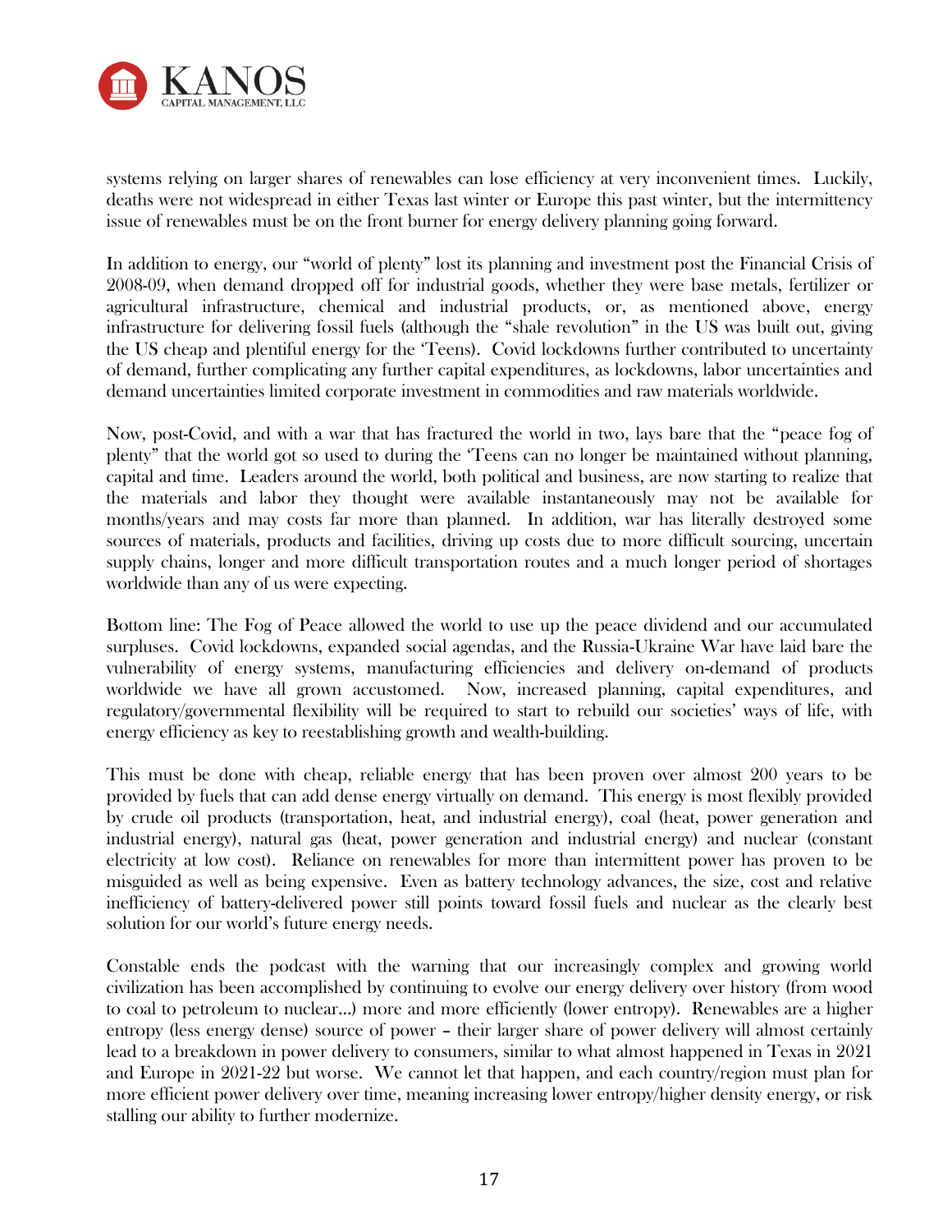systems relying on larger shares of renewables can lose efficiency at very inconvenient times. Luckily, deaths were not widespread in either Texas last winter or Europe this past winter, but the intermittency issue of renewables must be on the front burner for energy delivery planning going forward.

In addition to energy, our "world of plenty" lost its planning and investment post the Financial Crisis of 2008-09, when demand dropped off for industrial goods, whether they were base metals, fertilizer or agricultural infrastructure, chemical and industrial products, or, as mentioned above, energy infrastructure for delivering fossil fuels (although the "shale revolution" in the US was built out, giving the US cheap and plentiful energy for the 'Teens). Covid lockdowns further contributed to uncertainty of demand, further complicating any further capital expenditures, as lockdowns, labor uncertainties and demand uncertainties limited corporate investment in commodities and raw materials worldwide.

Now, post-Covid, and with a war that has fractured the world in two, lays bare that the "peace fog of plenty" that the world got so used to during the 'Teens can no longer be maintained without planning, capital and time. Leaders around the world, both political and business, are now starting to realize that the materials and labor they thought were available instantaneously may not be available for months/years and may costs far more than planned. In addition, war has literally destroyed some sources of materials, products and facilities, driving up costs due to more difficult sourcing, uncertain supply chains, longer and more difficult transportation routes and a much longer period of shortages worldwide than any of us were expecting.

Bottom line: The Fog of Peace allowed the world to use up the peace dividend and our accumulated surpluses. Covid lockdowns, expanded social agendas, and the Russia-Ukraine War have laid bare the vulnerability of energy systems, manufacturing efficiencies and delivery on-demand of products worldwide we have all grown accustomed. Now, increased planning, capital expenditures, and regulatory/governmental flexibility will be required to start to rebuild our societies' ways of life, with energy efficiency as key to reestablishing growth and wealth-building.

This must be done with cheap, reliable energy that has been proven over almost 200 years to be provided by fuels that can add dense energy virtually on demand. This energy is most flexibly provided by crude oil products (transportation, heat, and industrial energy), coal (heat, power generation and industrial energy), natural gas (heat, power generation and industrial energy) and nuclear (constant electricity at low cost). Reliance on renewables for more than intermittent power has proven to be misguided as well as being expensive. Even as battery technology advances, the size, cost and relative inefficiency of battery-delivered power still points toward fossil fuels and nuclear as the clearly best solution for our world's future energy needs.

Constable ends the podcast with the warning that our increasingly complex and growing world civilization has been accomplished by continuing to evolve our energy delivery over history (from wood to coal to petroleum to nuclear…) more and more efficiently (lower entropy). Renewables are a higher entropy (less energy dense) source of power – their larger share of power delivery will almost certainly lead to a breakdown in power delivery to consumers, similar to what almost happened in Texas in 2021 and Europe in 2021-22 but worse. We cannot let that happen, and each country/region must plan for more efficient power delivery over time, meaning increasing lower entropy/higher density energy, or risk stalling our ability to further modernize.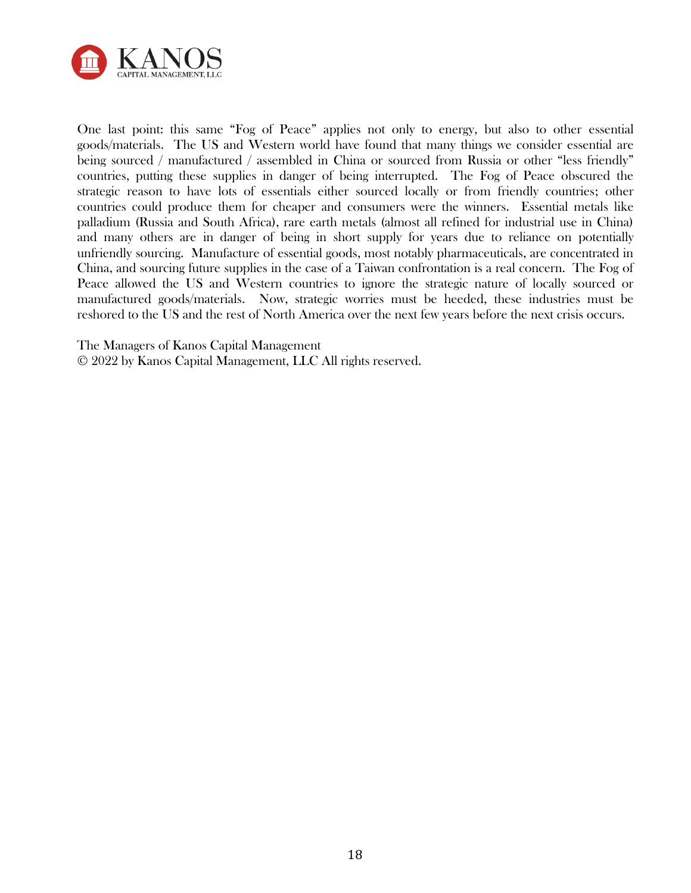One last point: this same "Fog of Peace" applies not only to energy, but also to other essential goods/materials. The US and Western world have found that many things we consider essential are being sourced / manufactured / assembled in China or sourced from Russia or other "less friendly" countries, putting these supplies in danger of being interrupted. The Fog of Peace obscured the strategic reason to have lots of essentials either sourced locally or from friendly countries; other countries could produce them for cheaper and consumers were the winners. Essential metals like palladium (Russia and South Africa), rare earth metals (almost all refined for industrial use in China) and many others are in danger of being in short supply for years due to reliance on potentially unfriendly sourcing. Manufacture of essential goods, most notably pharmaceuticals, are concentrated in China, and sourcing future supplies in the case of a Taiwan confrontation is a real concern. The Fog of Peace allowed the US and Western countries to ignore the strategic nature of locally sourced or manufactured goods/materials. Now, strategic worries must be heeded, these industries must be reshored to the US and the rest of North America over the next few years before the next crisis occurs.

The Managers of Kanos Capital Management
© 2022 by Kanos Capital Management, LLC All rights reserved.